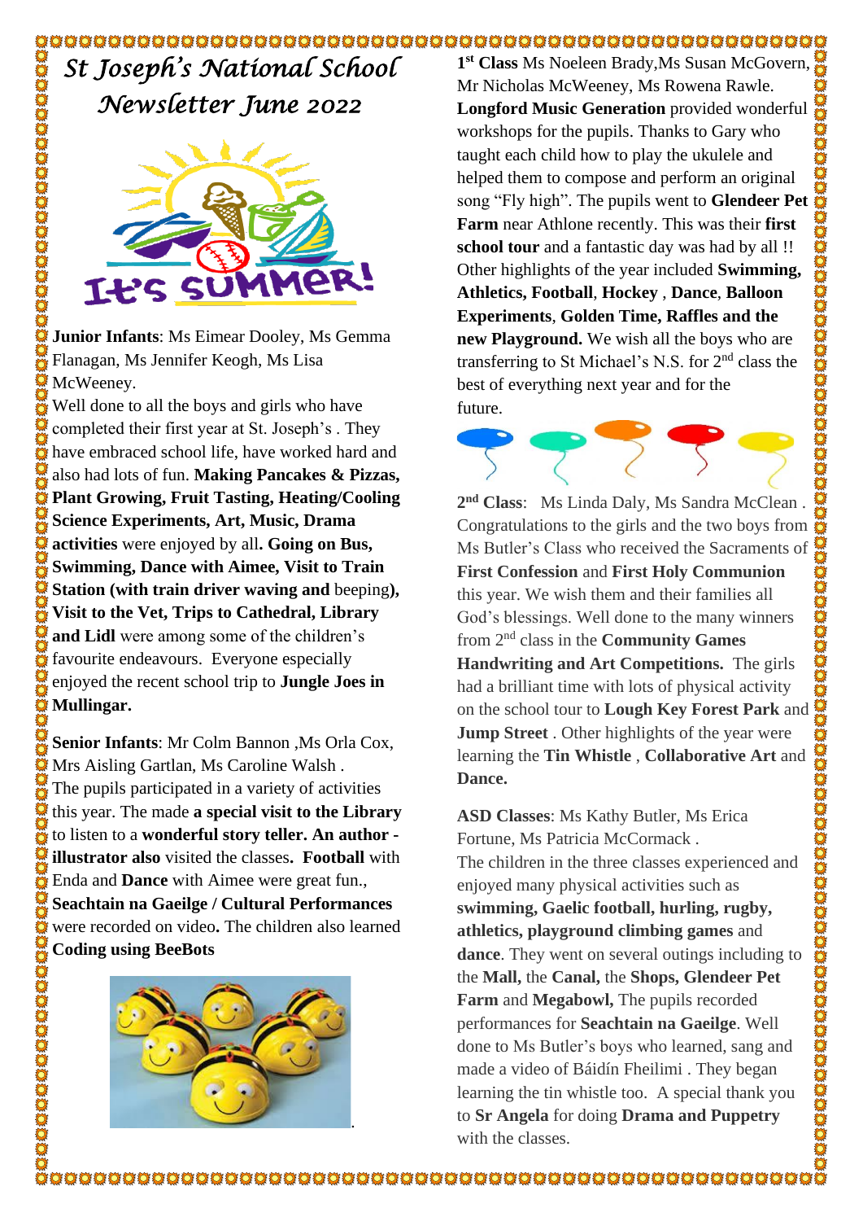# St Joseph's National School Newsletter June 2022

**Junior Infants**: Ms Eimear Dooley, Ms Gemma Flanagan, Ms Jennifer Keogh, Ms Lisa McWeeney.

Well done to all the boys and girls who have completed their first year at St. Joseph's . They have embraced school life, have worked hard and also had lots of fun. **Making Pancakes & Pizzas, Plant Growing, Fruit Tasting, Heating/Cooling Science Experiments, Art, Music, Drama activities** were enjoyed by all**. Going on Bus, Swimming, Dance with Aimee, Visit to Train Station (with train driver waving and** beeping**), Visit to the Vet, Trips to Cathedral, Library and Lidl** were among some of the children's favourite endeavours. Everyone especially enjoyed the recent school trip to **Jungle Joes in Mullingar.**

**Senior Infants**: Mr Colm Bannon ,Ms Orla Cox, Mrs Aisling Gartlan, Ms Caroline Walsh .

The pupils participated in a variety of activities this year. The made **a special visit to the Library** to listen to a **wonderful story teller. An author - illustrator also** visited the classes**. Football** with Enda and **Dance** with Aimee were great fun., **Seachtain na Gaeilge / Cultural Performances** were recorded on video**.** The children also learned **Coding using BeeBots**

**1st Class** Ms Noeleen Brady,Ms Susan McGovern, Mr Nicholas McWeeney, Ms Rowena Rawle. **Longford Music Generation** provided wonderful workshops for the pupils. Thanks to Gary who taught each child how to play the ukulele and helped them to compose and perform an original song "Fly high". The pupils went to **Glendeer Pet Farm** near Athlone recently. This was their **first school tour** and a fantastic day was had by all !! Other highlights of the year included **Swimming, Athletics, Football**, **Hockey** , **Dance**, **Balloon Experiments**, **Golden Time, Raffles and the new Playground.** We wish all the boys who are transferring to St Michael's N.S. for 2nd class the best of everything next year and for the future.

**2nd Class**: Ms Linda Daly, Ms Sandra McClean . Congratulations to the girls and the two boys from Ms Butler's Class who received the Sacraments of **First Confession** and **First Holy Communion** this year. We wish them and their families all God's blessings. Well done to the many winners from 2nd class in the **Community Games Handwriting and Art Competitions.** The girls had a brilliant time with lots of physical activity on the school tour to **Lough Key Forest Park** and **Jump Street** . Other highlights of the year were learning the **Tin Whistle** , **Collaborative Art** and **Dance.**

**ASD Classes**: Ms Kathy Butler, Ms Erica Fortune, Ms Patricia McCormack .

The children in the three classes experienced and enjoyed many physical activities such as **swimming, Gaelic football, hurling, rugby, athletics, playground climbing games** and **dance**. They went on several outings including to the **Mall,** the **Canal,** the **Shops, Glendeer Pet Farm** and **Megabowl,** The pupils recorded performances for **Seachtain na Gaeilge**. Well done to Ms Butler's boys who learned, sang and made a video of Báidín Fheilimi . They began learning the tin whistle too. A special thank you to **Sr Angela** for doing **Drama and Puppetry** with the classes.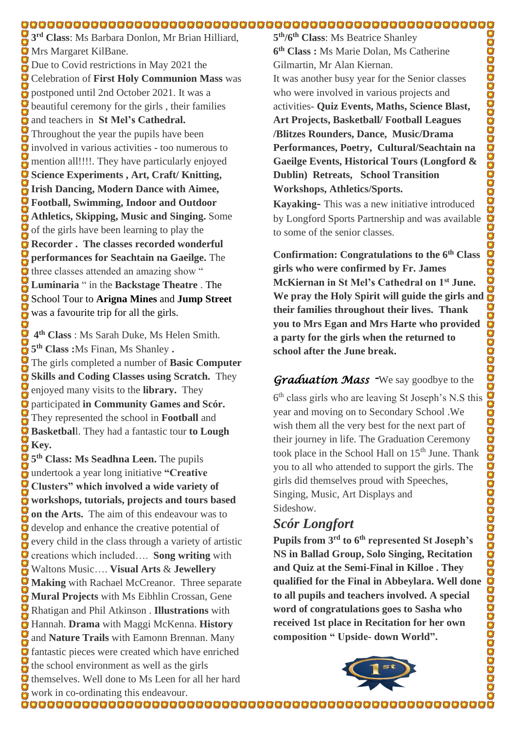**3rd Class**: Ms Barbara Donlon, Mr Brian Hilliard, Mrs Margaret KilBane.

Due to Covid restrictions in May 2021 the Celebration of **First Holy Communion Mass** was postponed until 2nd October 2021. It was a beautiful ceremony for the girls , their families and teachers in **St Mel's Cathedral.**

Throughout the year the pupils have been involved in various activities - too numerous to mention all!!!!. They have particularly enjoyed **Science Experiments , Art, Craft/ Knitting, Irish Dancing, Modern Dance with Aimee, Football, Swimming, Indoor and Outdoor Athletics, Skipping, Music and Singing.** Some of the girls have been learning to play the **Recorder . The classes recorded wonderful performances for Seachtain na Gaeilge.** The three classes attended an amazing show " **Luminaria** " in the **Backstage Theatre** . The School Tour to **Arigna Mines** and **Jump Street** was a favourite trip for all the girls.

**4th Class** : Ms Sarah Duke, Ms Helen Smith.
**5th Class :**Ms Finan, Ms Shanley **.**

The girls completed a number of **Basic Computer Skills and Coding Classes using Scratch.** They enjoyed many visits to the **library.** They participated **in Community Games and Scór.** They represented the school in **Football** and **Basketbal**l. They had a fantastic tour **to Lough Key.**

**5th Class: Ms Seadhna Leen.** The pupils undertook a year long initiative **"Creative Clusters" which involved a wide variety of workshops, tutorials, projects and tours based on the Arts.** The aim of this endeavour was to develop and enhance the creative potential of every child in the class through a variety of artistic creations which included…. **Song writing** with Waltons Music…. **Visual Arts** & **Jewellery Making** with Rachael McCreanor. Three separate **Mural Projects** with Ms Eibhlin Crossan, Gene Rhatigan and Phil Atkinson . **Illustrations** with Hannah. **Drama** with Maggi McKenna. **History** and **Nature Trails** with Eamonn Brennan. Many fantastic pieces were created which have enriched the school environment as well as the girls themselves. Well done to Ms Leen for all her hard work in co-ordinating this endeavour.

**5th/6th Class**: Ms Beatrice Shanley
**6th Class :** Ms Marie Dolan, Ms Catherine Gilmartin, Mr Alan Kiernan.

It was another busy year for the Senior classes who were involved in various projects and activities- **Quiz Events, Maths, Science Blast, Art Projects, Basketball/ Football Leagues /Blitzes Rounders, Dance, Music/Drama Performances, Poetry, Cultural/Seachtain na Gaeilge Events, Historical Tours (Longford & Dublin) Retreats, School Transition Workshops, Athletics/Sports.**

**Kayaking-** This was a new initiative introduced by Longford Sports Partnership and was available to some of the senior classes.

**Confirmation: Congratulations to the 6th Class girls who were confirmed by Fr. James McKiernan in St Mel's Cathedral on 1st June. We pray the Holy Spirit will guide the girls and their families throughout their lives. Thank you to Mrs Egan and Mrs Harte who provided a party for the girls when the returned to school after the June break.**

*Graduation Mass* -We say goodbye to the 6th class girls who are leaving St Joseph's N.S this year and moving on to Secondary School .We wish them all the very best for the next part of their journey in life. The Graduation Ceremony took place in the School Hall on 15th June. Thank you to all who attended to support the girls. The girls did themselves proud with Speeches, Singing, Music, Art Displays and Sideshow.

## *Scór Longfort*

**Pupils from 3rd to 6th represented St Joseph's NS in Ballad Group, Solo Singing, Recitation and Quiz at the Semi-Final in Killoe . They qualified for the Final in Abbeylara. Well done to all pupils and teachers involved. A special word of congratulations goes to Sasha who received 1st place in Recitation for her own composition " Upside- down World".**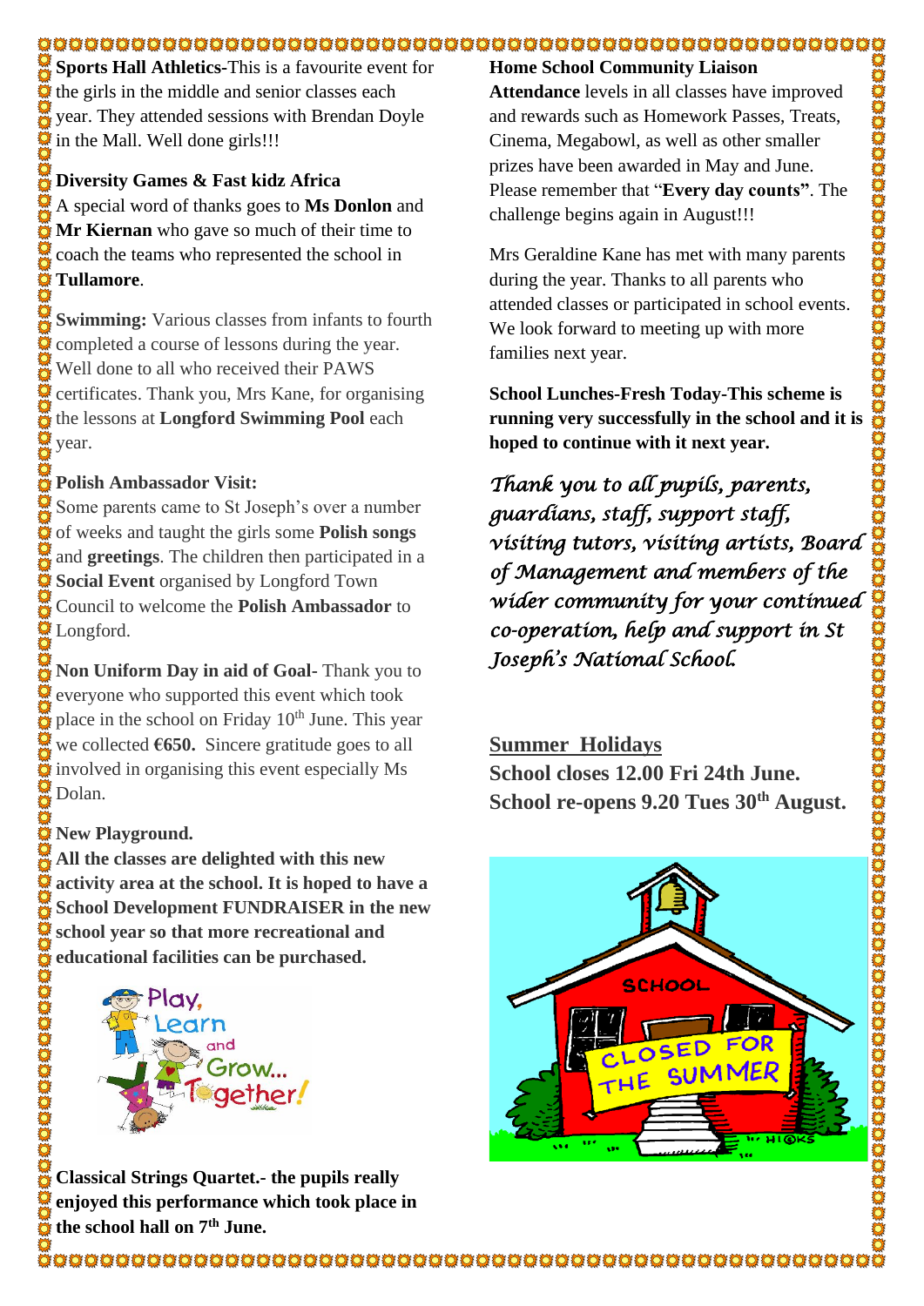**Sports Hall Athletics-**This is a favourite event for the girls in the middle and senior classes each year. They attended sessions with Brendan Doyle in the Mall. Well done girls!!!

**Diversity Games & Fast kidz Africa**

A special word of thanks goes to **Ms Donlon** and **Mr Kiernan** who gave so much of their time to coach the teams who represented the school in **Tullamore**.

**Swimming:** Various classes from infants to fourth completed a course of lessons during the year. Well done to all who received their PAWS certificates. Thank you, Mrs Kane, for organising the lessons at **Longford Swimming Pool** each year.

**Polish Ambassador Visit:**

Some parents came to St Joseph's over a number of weeks and taught the girls some **Polish songs** and **greetings**. The children then participated in a **Social Event** organised by Longford Town Council to welcome the **Polish Ambassador** to Longford.

**Non Uniform Day in aid of Goal**- Thank you to everyone who supported this event which took place in the school on Friday 10th June. This year we collected **€650.** Sincere gratitude goes to all involved in organising this event especially Ms Dolan.

**New Playground.**

**All the classes are delighted with this new activity area at the school. It is hoped to have a School Development FUNDRAISER in the new school year so that more recreational and educational facilities can be purchased.**

Play, Learn and Grow... Together!

**Classical Strings Quartet.- the pupils really enjoyed this performance which took place in the school hall on 7th June.**

**Home School Community Liaison**

**Attendance** levels in all classes have improved and rewards such as Homework Passes, Treats, Cinema, Megabowl, as well as other smaller prizes have been awarded in May and June. Please remember that "**Every day counts**". The challenge begins again in August!!!

Mrs Geraldine Kane has met with many parents during the year. Thanks to all parents who attended classes or participated in school events. We look forward to meeting up with more families next year.

**School Lunches-Fresh Today-This scheme is running very successfully in the school and it is hoped to continue with it next year.**

*Thank you to all pupils, parents, guardians, staff, support staff, visiting tutors, visiting artists, Board of Management and members of the wider community for your continued co-operation, help and support in St Joseph's National School.*

## Summer Holidays

**School closes 12.00 Fri 24th June.**
**School re-opens 9.20 Tues 30th August.**

SCHOOL
CLOSED FOR THE SUMMER